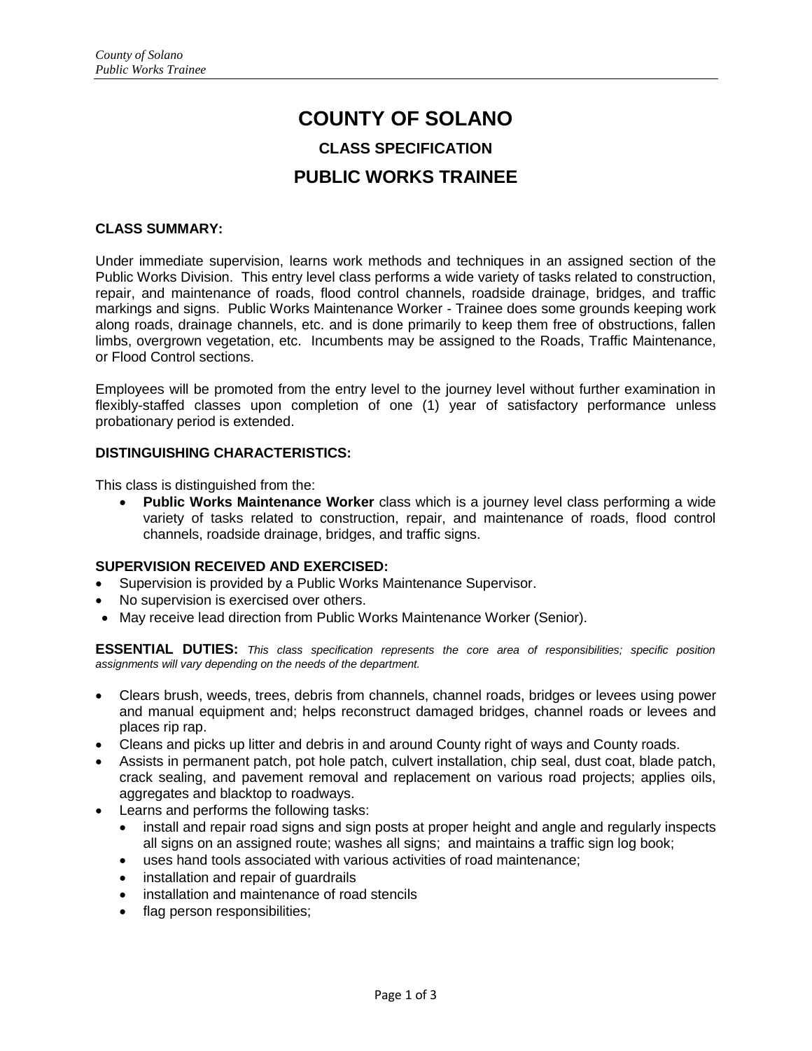# COUNTY OF SOLANO

## CLASS SPECIFICATION

## PUBLIC WORKS TRAINEE

**CLASS SUMMARY:**

Under immediate supervision, learns work methods and techniques in an assigned section of the Public Works Division. This entry level class performs a wide variety of tasks related to construction, repair, and maintenance of roads, flood control channels, roadside drainage, bridges, and traffic markings and signs. Public Works Maintenance Worker - Trainee does some grounds keeping work along roads, drainage channels, etc. and is done primarily to keep them free of obstructions, fallen limbs, overgrown vegetation, etc. Incumbents may be assigned to the Roads, Traffic Maintenance, or Flood Control sections.

Employees will be promoted from the entry level to the journey level without further examination in flexibly-staffed classes upon completion of one (1) year of satisfactory performance unless probationary period is extended.

**DISTINGUISHING CHARACTERISTICS:**

This class is distinguished from the:

- **Public Works Maintenance Worker** class which is a journey level class performing a wide variety of tasks related to construction, repair, and maintenance of roads, flood control channels, roadside drainage, bridges, and traffic signs.

**SUPERVISION RECEIVED AND EXERCISED:**

- Supervision is provided by a Public Works Maintenance Supervisor.
- No supervision is exercised over others.
- May receive lead direction from Public Works Maintenance Worker (Senior).

**ESSENTIAL DUTIES:** *This class specification represents the core area of responsibilities; specific position assignments will vary depending on the needs of the department.*

- Clears brush, weeds, trees, debris from channels, channel roads, bridges or levees using power and manual equipment and; helps reconstruct damaged bridges, channel roads or levees and places rip rap.
- Cleans and picks up litter and debris in and around County right of ways and County roads.
- Assists in permanent patch, pot hole patch, culvert installation, chip seal, dust coat, blade patch, crack sealing, and pavement removal and replacement on various road projects; applies oils, aggregates and blacktop to roadways.
- Learns and performs the following tasks:
  - install and repair road signs and sign posts at proper height and angle and regularly inspects all signs on an assigned route; washes all signs; and maintains a traffic sign log book;
  - uses hand tools associated with various activities of road maintenance;
  - installation and repair of guardrails
  - installation and maintenance of road stencils
  - flag person responsibilities;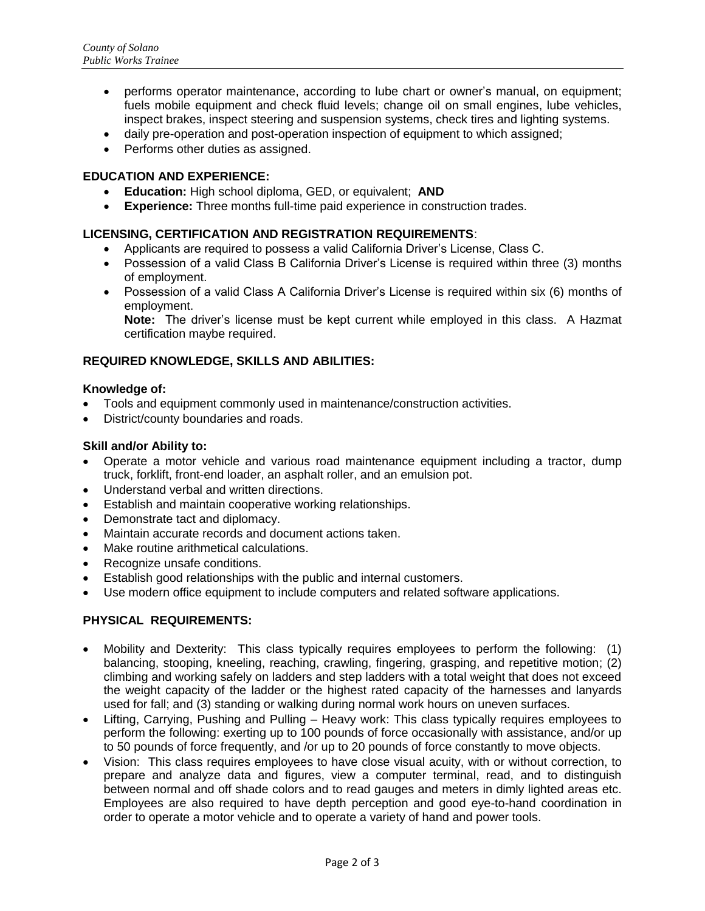- performs operator maintenance, according to lube chart or owner's manual, on equipment; fuels mobile equipment and check fluid levels; change oil on small engines, lube vehicles, inspect brakes, inspect steering and suspension systems, check tires and lighting systems.
- daily pre-operation and post-operation inspection of equipment to which assigned;
- Performs other duties as assigned.

## EDUCATION AND EXPERIENCE:

- **Education:** High school diploma, GED, or equivalent; **AND**
- **Experience:** Three months full-time paid experience in construction trades.

## LICENSING, CERTIFICATION AND REGISTRATION REQUIREMENTS:

- Applicants are required to possess a valid California Driver's License, Class C.
- Possession of a valid Class B California Driver's License is required within three (3) months of employment.
- Possession of a valid Class A California Driver's License is required within six (6) months of employment.

  **Note:** The driver's license must be kept current while employed in this class. A Hazmat certification maybe required.

## REQUIRED KNOWLEDGE, SKILLS AND ABILITIES:

### Knowledge of:

- Tools and equipment commonly used in maintenance/construction activities.
- District/county boundaries and roads.

### Skill and/or Ability to:

- Operate a motor vehicle and various road maintenance equipment including a tractor, dump truck, forklift, front-end loader, an asphalt roller, and an emulsion pot.
- Understand verbal and written directions.
- Establish and maintain cooperative working relationships.
- Demonstrate tact and diplomacy.
- Maintain accurate records and document actions taken.
- Make routine arithmetical calculations.
- Recognize unsafe conditions.
- Establish good relationships with the public and internal customers.
- Use modern office equipment to include computers and related software applications.

## PHYSICAL REQUIREMENTS:

- Mobility and Dexterity: This class typically requires employees to perform the following: (1) balancing, stooping, kneeling, reaching, crawling, fingering, grasping, and repetitive motion; (2) climbing and working safely on ladders and step ladders with a total weight that does not exceed the weight capacity of the ladder or the highest rated capacity of the harnesses and lanyards used for fall; and (3) standing or walking during normal work hours on uneven surfaces.
- Lifting, Carrying, Pushing and Pulling – Heavy work: This class typically requires employees to perform the following: exerting up to 100 pounds of force occasionally with assistance, and/or up to 50 pounds of force frequently, and /or up to 20 pounds of force constantly to move objects.
- Vision: This class requires employees to have close visual acuity, with or without correction, to prepare and analyze data and figures, view a computer terminal, read, and to distinguish between normal and off shade colors and to read gauges and meters in dimly lighted areas etc. Employees are also required to have depth perception and good eye-to-hand coordination in order to operate a motor vehicle and to operate a variety of hand and power tools.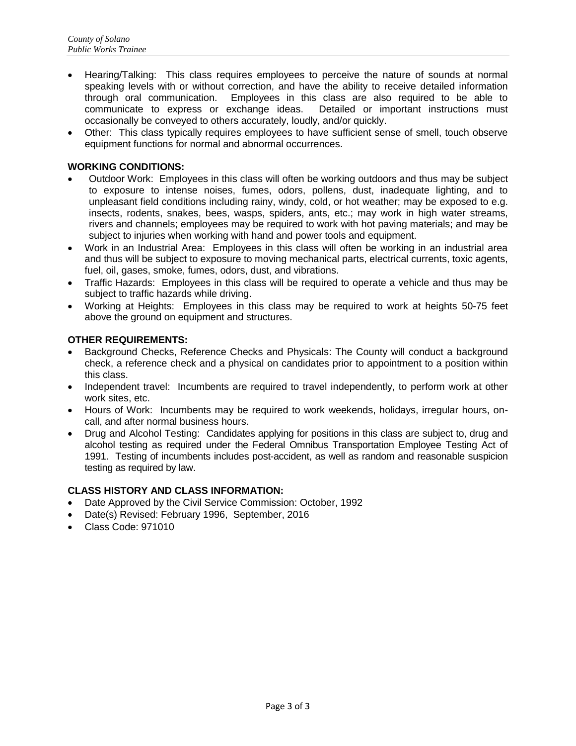- Hearing/Talking: This class requires employees to perceive the nature of sounds at normal speaking levels with or without correction, and have the ability to receive detailed information through oral communication. Employees in this class are also required to be able to communicate to express or exchange ideas. Detailed or important instructions must occasionally be conveyed to others accurately, loudly, and/or quickly.
- Other: This class typically requires employees to have sufficient sense of smell, touch observe equipment functions for normal and abnormal occurrences.

**WORKING CONDITIONS:**

- Outdoor Work: Employees in this class will often be working outdoors and thus may be subject to exposure to intense noises, fumes, odors, pollens, dust, inadequate lighting, and to unpleasant field conditions including rainy, windy, cold, or hot weather; may be exposed to e.g. insects, rodents, snakes, bees, wasps, spiders, ants, etc.; may work in high water streams, rivers and channels; employees may be required to work with hot paving materials; and may be subject to injuries when working with hand and power tools and equipment.
- Work in an Industrial Area: Employees in this class will often be working in an industrial area and thus will be subject to exposure to moving mechanical parts, electrical currents, toxic agents, fuel, oil, gases, smoke, fumes, odors, dust, and vibrations.
- Traffic Hazards: Employees in this class will be required to operate a vehicle and thus may be subject to traffic hazards while driving.
- Working at Heights: Employees in this class may be required to work at heights 50-75 feet above the ground on equipment and structures.

**OTHER REQUIREMENTS:**

- Background Checks, Reference Checks and Physicals: The County will conduct a background check, a reference check and a physical on candidates prior to appointment to a position within this class.
- Independent travel: Incumbents are required to travel independently, to perform work at other work sites, etc.
- Hours of Work: Incumbents may be required to work weekends, holidays, irregular hours, on-call, and after normal business hours.
- Drug and Alcohol Testing: Candidates applying for positions in this class are subject to, drug and alcohol testing as required under the Federal Omnibus Transportation Employee Testing Act of 1991. Testing of incumbents includes post-accident, as well as random and reasonable suspicion testing as required by law.

**CLASS HISTORY AND CLASS INFORMATION:**

- Date Approved by the Civil Service Commission: October, 1992
- Date(s) Revised: February 1996, September, 2016
- Class Code: 971010